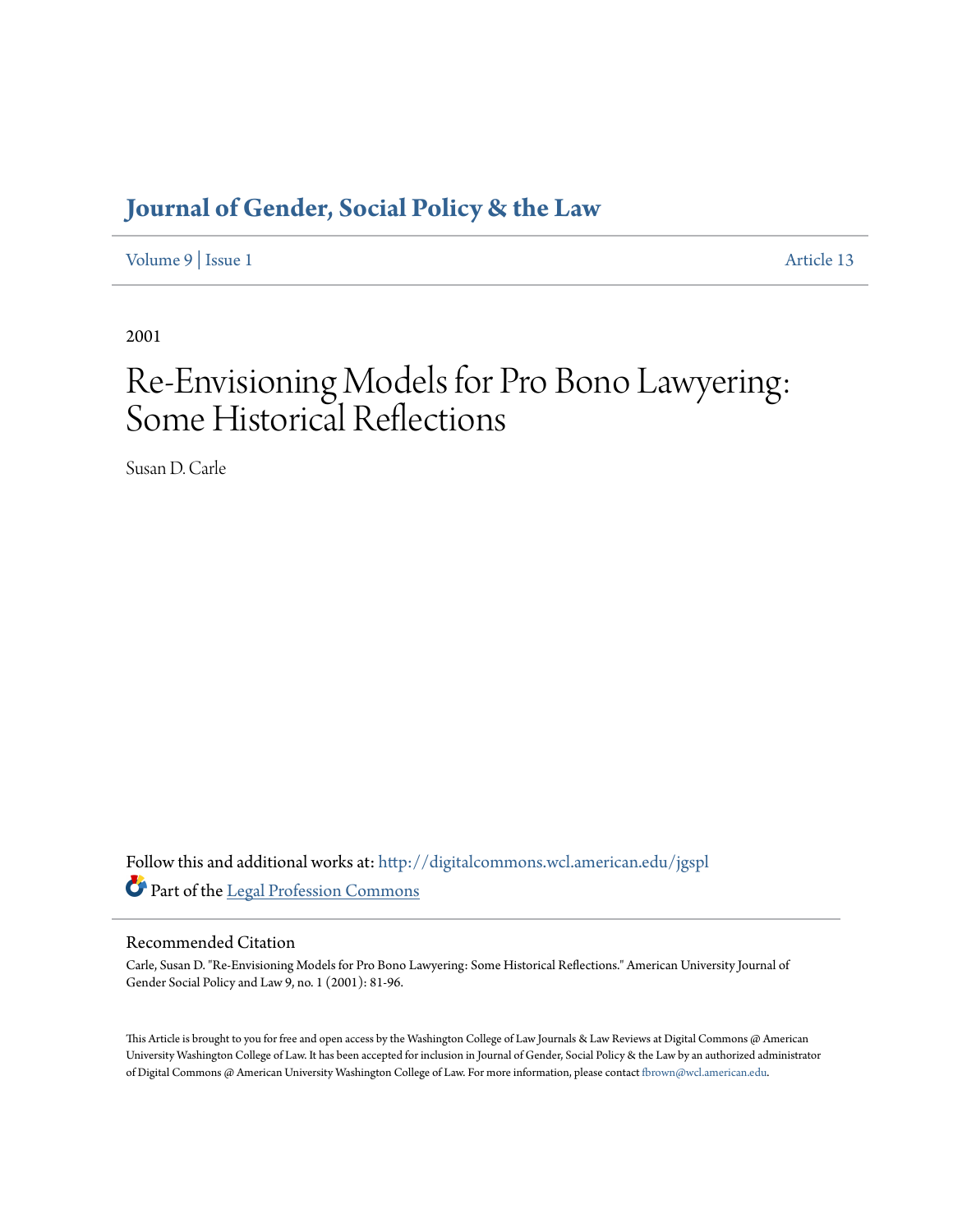# Journal of Gender, Social Policy & the Law

Volume 9 | Issue 1 Article 13

2001

# Re-Envisioning Models for Pro Bono Lawyering: Some Historical Reflections

Susan D. Carle

Follow this and additional works at: http://digitalcommons.wcl.american.edu/jgspl

Part of the Legal Profession Commons

## Recommended Citation

Carle, Susan D. "Re-Envisioning Models for Pro Bono Lawyering: Some Historical Reflections." American University Journal of Gender Social Policy and Law 9, no. 1 (2001): 81-96.

This Article is brought to you for free and open access by the Washington College of Law Journals & Law Reviews at Digital Commons @ American University Washington College of Law. It has been accepted for inclusion in Journal of Gender, Social Policy & the Law by an authorized administrator of Digital Commons @ American University Washington College of Law. For more information, please contact fbrown@wcl.american.edu.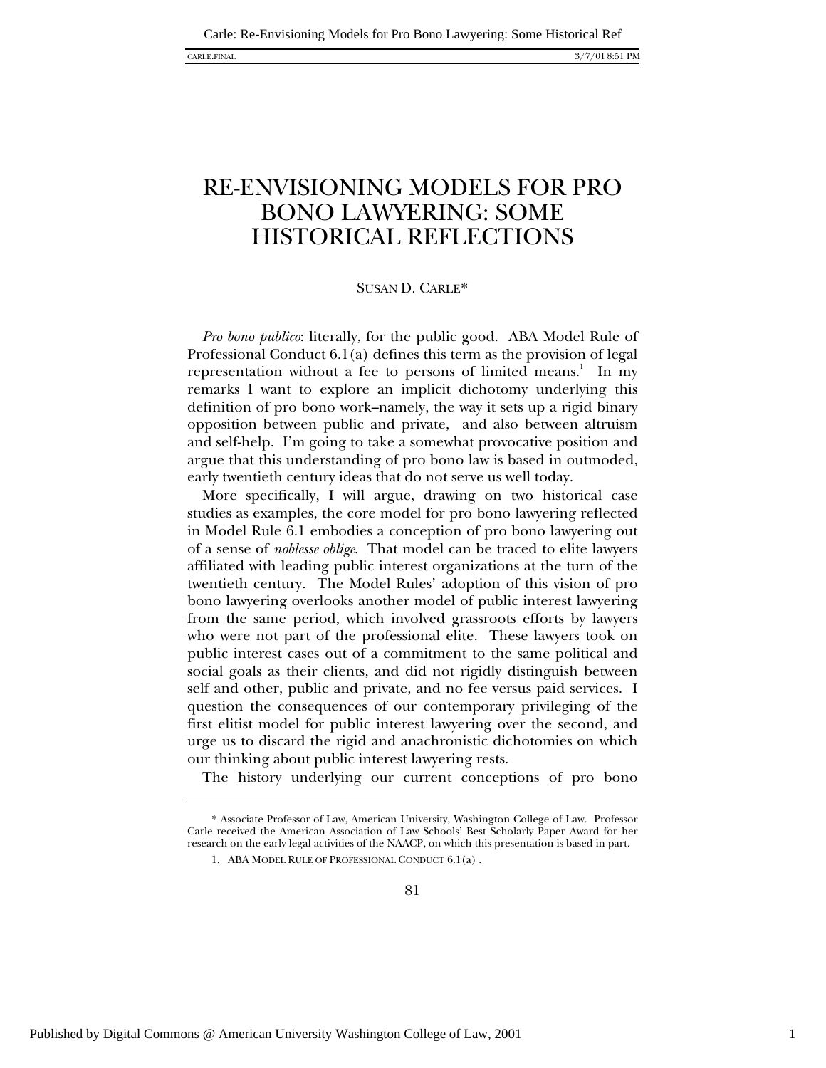# RE-ENVISIONING MODELS FOR PRO BONO LAWYERING: SOME HISTORICAL REFLECTIONS

SUSAN D. CARLE*

*Pro bono publico*: literally, for the public good. ABA Model Rule of Professional Conduct 6.1(a) defines this term as the provision of legal representation without a fee to persons of limited means.[1] In my remarks I want to explore an implicit dichotomy underlying this definition of pro bono work–namely, the way it sets up a rigid binary opposition between public and private, and also between altruism and self-help. I'm going to take a somewhat provocative position and argue that this understanding of pro bono law is based in outmoded, early twentieth century ideas that do not serve us well today.

More specifically, I will argue, drawing on two historical case studies as examples, the core model for pro bono lawyering reflected in Model Rule 6.1 embodies a conception of pro bono lawyering out of a sense of *noblesse oblige*. That model can be traced to elite lawyers affiliated with leading public interest organizations at the turn of the twentieth century. The Model Rules' adoption of this vision of pro bono lawyering overlooks another model of public interest lawyering from the same period, which involved grassroots efforts by lawyers who were not part of the professional elite. These lawyers took on public interest cases out of a commitment to the same political and social goals as their clients, and did not rigidly distinguish between self and other, public and private, and no fee versus paid services. I question the consequences of our contemporary privileging of the first elitist model for public interest lawyering over the second, and urge us to discard the rigid and anachronistic dichotomies on which our thinking about public interest lawyering rests.

The history underlying our current conceptions of pro bono

---

\* Associate Professor of Law, American University, Washington College of Law. Professor Carle received the American Association of Law Schools' Best Scholarly Paper Award for her research on the early legal activities of the NAACP, on which this presentation is based in part.

1. ABA MODEL RULE OF PROFESSIONAL CONDUCT 6.1(a) .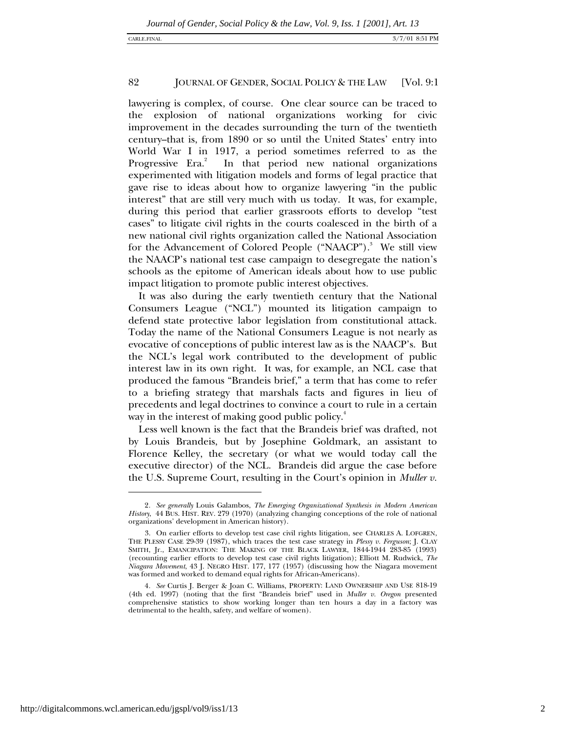lawyering is complex, of course. One clear source can be traced to the explosion of national organizations working for civic improvement in the decades surrounding the turn of the twentieth century–that is, from 1890 or so until the United States' entry into World War I in 1917, a period sometimes referred to as the Progressive Era.[2] In that period new national organizations experimented with litigation models and forms of legal practice that gave rise to ideas about how to organize lawyering "in the public interest" that are still very much with us today. It was, for example, during this period that earlier grassroots efforts to develop "test cases" to litigate civil rights in the courts coalesced in the birth of a new national civil rights organization called the National Association for the Advancement of Colored People ("NAACP").[3] We still view the NAACP's national test case campaign to desegregate the nation's schools as the epitome of American ideals about how to use public impact litigation to promote public interest objectives.

It was also during the early twentieth century that the National Consumers League ("NCL") mounted its litigation campaign to defend state protective labor legislation from constitutional attack. Today the name of the National Consumers League is not nearly as evocative of conceptions of public interest law as is the NAACP's. But the NCL's legal work contributed to the development of public interest law in its own right. It was, for example, an NCL case that produced the famous "Brandeis brief," a term that has come to refer to a briefing strategy that marshals facts and figures in lieu of precedents and legal doctrines to convince a court to rule in a certain way in the interest of making good public policy.[4]

Less well known is the fact that the Brandeis brief was drafted, not by Louis Brandeis, but by Josephine Goldmark, an assistant to Florence Kelley, the secretary (or what we would today call the executive director) of the NCL. Brandeis did argue the case before the U.S. Supreme Court, resulting in the Court's opinion in *Muller v.*

---

2. *See generally* Louis Galambos, *The Emerging Organizational Synthesis in Modern American History*, 44 BUS. HIST. REV. 279 (1970) (analyzing changing conceptions of the role of national organizations' development in American history).

3. On earlier efforts to develop test case civil rights litigation, see CHARLES A. LOFGREN, THE PLESSY CASE 29-39 (1987), which traces the test case strategy in *Plessy v. Ferguson*; J. CLAY SMITH, JR., EMANCIPATION: THE MAKING OF THE BLACK LAWYER, 1844-1944 283-85 (1993) (recounting earlier efforts to develop test case civil rights litigation); Elliott M. Rudwick, *The Niagara Movement*, 43 J. NEGRO HIST. 177, 177 (1957) (discussing how the Niagara movement was formed and worked to demand equal rights for African-Americans).

4. *See* Curtis J. Berger & Joan C. Williams, PROPERTY: LAND OWNERSHIP AND USE 818-19 (4th ed. 1997) (noting that the first "Brandeis brief" used in *Muller v. Oregon* presented comprehensive statistics to show working longer than ten hours a day in a factory was detrimental to the health, safety, and welfare of women).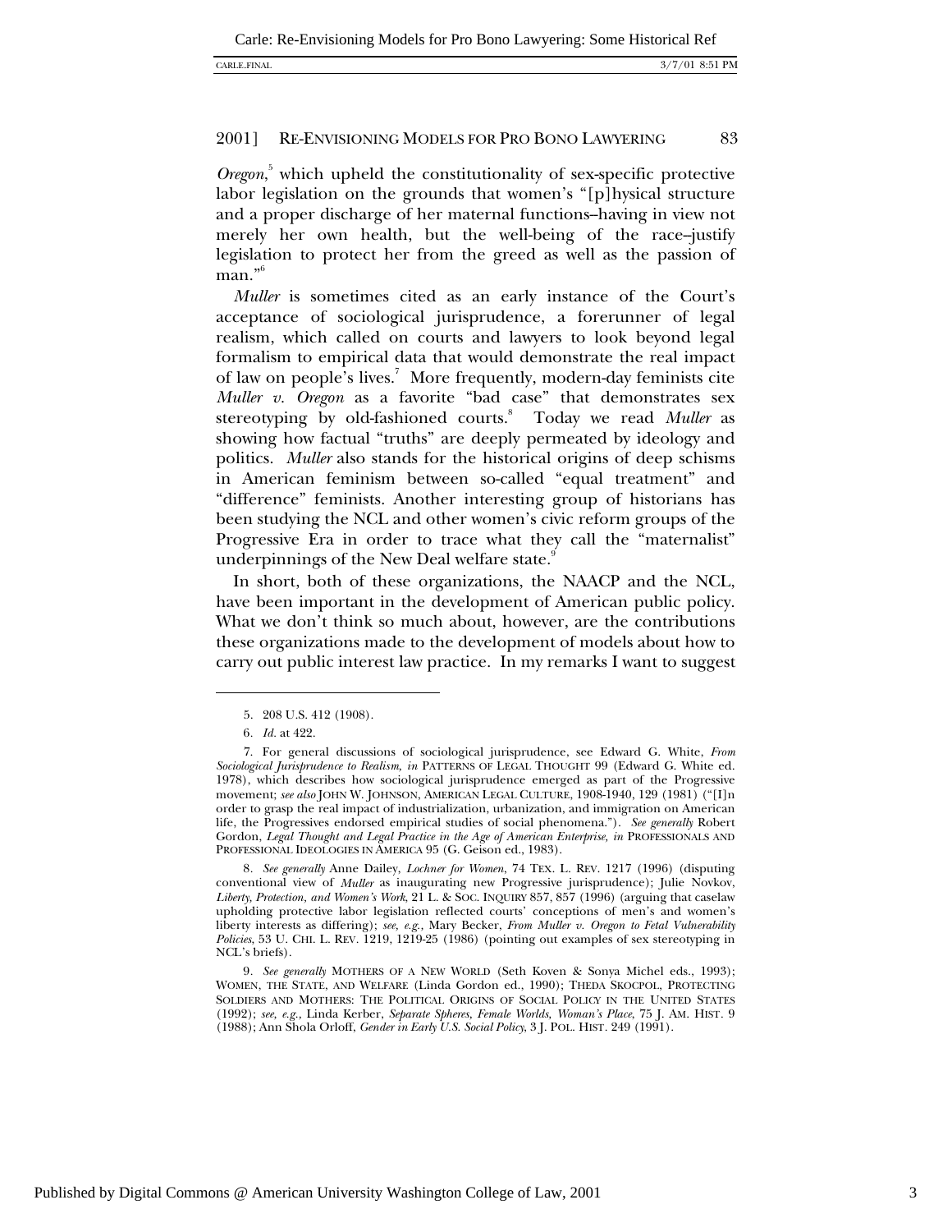*Oregon*,[5] which upheld the constitutionality of sex-specific protective labor legislation on the grounds that women's "[p]hysical structure and a proper discharge of her maternal functions–having in view not merely her own health, but the well-being of the race–justify legislation to protect her from the greed as well as the passion of man."[6]

*Muller* is sometimes cited as an early instance of the Court's acceptance of sociological jurisprudence, a forerunner of legal realism, which called on courts and lawyers to look beyond legal formalism to empirical data that would demonstrate the real impact of law on people's lives.[7] More frequently, modern-day feminists cite *Muller v. Oregon* as a favorite "bad case" that demonstrates sex stereotyping by old-fashioned courts.[8] Today we read *Muller* as showing how factual "truths" are deeply permeated by ideology and politics. *Muller* also stands for the historical origins of deep schisms in American feminism between so-called "equal treatment" and "difference" feminists. Another interesting group of historians has been studying the NCL and other women's civic reform groups of the Progressive Era in order to trace what they call the "maternalist" underpinnings of the New Deal welfare state.[9]

In short, both of these organizations, the NAACP and the NCL, have been important in the development of American public policy. What we don't think so much about, however, are the contributions these organizations made to the development of models about how to carry out public interest law practice. In my remarks I want to suggest

---

5. 208 U.S. 412 (1908).

6. *Id.* at 422.

7. For general discussions of sociological jurisprudence, see Edward G. White, *From Sociological Jurisprudence to Realism*, *in* PATTERNS OF LEGAL THOUGHT 99 (Edward G. White ed. 1978), which describes how sociological jurisprudence emerged as part of the Progressive movement; *see also* JOHN W. JOHNSON, AMERICAN LEGAL CULTURE, 1908-1940, 129 (1981) ("[I]n order to grasp the real impact of industrialization, urbanization, and immigration on American life, the Progressives endorsed empirical studies of social phenomena."). *See generally* Robert Gordon, *Legal Thought and Legal Practice in the Age of American Enterprise*, *in* PROFESSIONALS AND PROFESSIONAL IDEOLOGIES IN AMERICA 95 (G. Geison ed., 1983).

8. *See generally* Anne Dailey, *Lochner for Women*, 74 TEX. L. REV. 1217 (1996) (disputing conventional view of *Muller* as inaugurating new Progressive jurisprudence); Julie Novkov, *Liberty, Protection, and Women's Work*, 21 L. & SOC. INQUIRY 857, 857 (1996) (arguing that caselaw upholding protective labor legislation reflected courts' conceptions of men's and women's liberty interests as differing); *see, e.g.*, Mary Becker, *From Muller v. Oregon to Fetal Vulnerability Policies*, 53 U. CHI. L. REV. 1219, 1219-25 (1986) (pointing out examples of sex stereotyping in NCL's briefs).

9. *See generally* MOTHERS OF A NEW WORLD (Seth Koven & Sonya Michel eds., 1993); WOMEN, THE STATE, AND WELFARE (Linda Gordon ed., 1990); THEDA SKOCPOL, PROTECTING SOLDIERS AND MOTHERS: THE POLITICAL ORIGINS OF SOCIAL POLICY IN THE UNITED STATES (1992); *see, e.g.*, Linda Kerber, *Separate Spheres, Female Worlds, Woman's Place*, 75 J. AM. HIST. 9 (1988); Ann Shola Orloff, *Gender in Early U.S. Social Policy*, 3 J. POL. HIST. 249 (1991).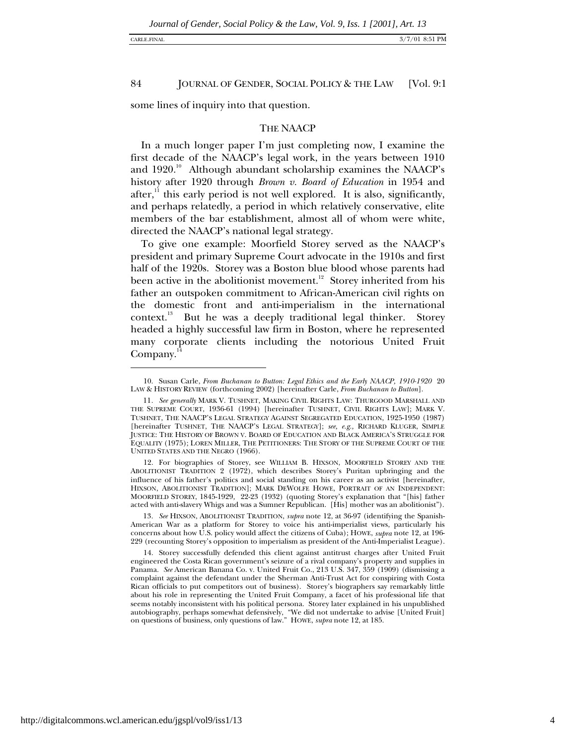some lines of inquiry into that question.

## THE NAACP

In a much longer paper I'm just completing now, I examine the first decade of the NAACP's legal work, in the years between 1910 and 1920.[10] Although abundant scholarship examines the NAACP's history after 1920 through *Brown v. Board of Education* in 1954 and after,[11] this early period is not well explored. It is also, significantly, and perhaps relatedly, a period in which relatively conservative, elite members of the bar establishment, almost all of whom were white, directed the NAACP's national legal strategy.

To give one example: Moorfield Storey served as the NAACP's president and primary Supreme Court advocate in the 1910s and first half of the 1920s. Storey was a Boston blue blood whose parents had been active in the abolitionist movement.[12] Storey inherited from his father an outspoken commitment to African-American civil rights on the domestic front and anti-imperialism in the international context.[13] But he was a deeply traditional legal thinker. Storey headed a highly successful law firm in Boston, where he represented many corporate clients including the notorious United Fruit Company.[14]

---

10. Susan Carle, *From Buchanan to Button: Legal Ethics and the Early NAACP, 1910-1920* 20 LAW & HISTORY REVIEW (forthcoming 2002) [hereinafter Carle, *From Buchanan to Button*].

11. *See generally* MARK V. TUSHNET, MAKING CIVIL RIGHTS LAW: THURGOOD MARSHALL AND THE SUPREME COURT, 1936-61 (1994) [hereinafter TUSHNET, CIVIL RIGHTS LAW]; MARK V. TUSHNET, THE NAACP'S LEGAL STRATEGY AGAINST SEGREGATED EDUCATION, 1925-1950 (1987) [hereinafter TUSHNET, THE NAACP'S LEGAL STRATEGY]; *see, e.g.,* RICHARD KLUGER, SIMPLE JUSTICE: THE HISTORY OF BROWN V. BOARD OF EDUCATION AND BLACK AMERICA'S STRUGGLE FOR EQUALITY (1975); LOREN MILLER, THE PETITIONERS: THE STORY OF THE SUPREME COURT OF THE UNITED STATES AND THE NEGRO (1966).

12. For biographies of Storey, see WILLIAM B. HIXSON, MOORFIELD STOREY AND THE ABOLITIONIST TRADITION 2 (1972), which describes Storey's Puritan upbringing and the influence of his father's politics and social standing on his career as an activist [hereinafter, HIXSON, ABOLITIONIST TRADITION]; MARK DEWOLFE HOWE, PORTRAIT OF AN INDEPENDENT: MOORFIELD STOREY, 1845-1929, 22-23 (1932) (quoting Storey's explanation that "[his] father acted with anti-slavery Whigs and was a Sumner Republican. [His] mother was an abolitionist").

13. *See* HIXSON, ABOLITIONIST TRADITION, *supra* note 12, at 36-97 (identifying the Spanish-American War as a platform for Storey to voice his anti-imperialist views, particularly his concerns about how U.S. policy would affect the citizens of Cuba); HOWE, *supra* note 12, at 196-229 (recounting Storey's opposition to imperialism as president of the Anti-Imperialist League).

14. Storey successfully defended this client against antitrust charges after United Fruit engineered the Costa Rican government's seizure of a rival company's property and supplies in Panama. *See* American Banana Co. v. United Fruit Co., 213 U.S. 347, 359 (1909) (dismissing a complaint against the defendant under the Sherman Anti-Trust Act for conspiring with Costa Rican officials to put competitors out of business). Storey's biographers say remarkably little about his role in representing the United Fruit Company, a facet of his professional life that seems notably inconsistent with his political persona. Storey later explained in his unpublished autobiography, perhaps somewhat defensively, "We did not undertake to advise [United Fruit] on questions of business, only questions of law." HOWE, *supra* note 12, at 185.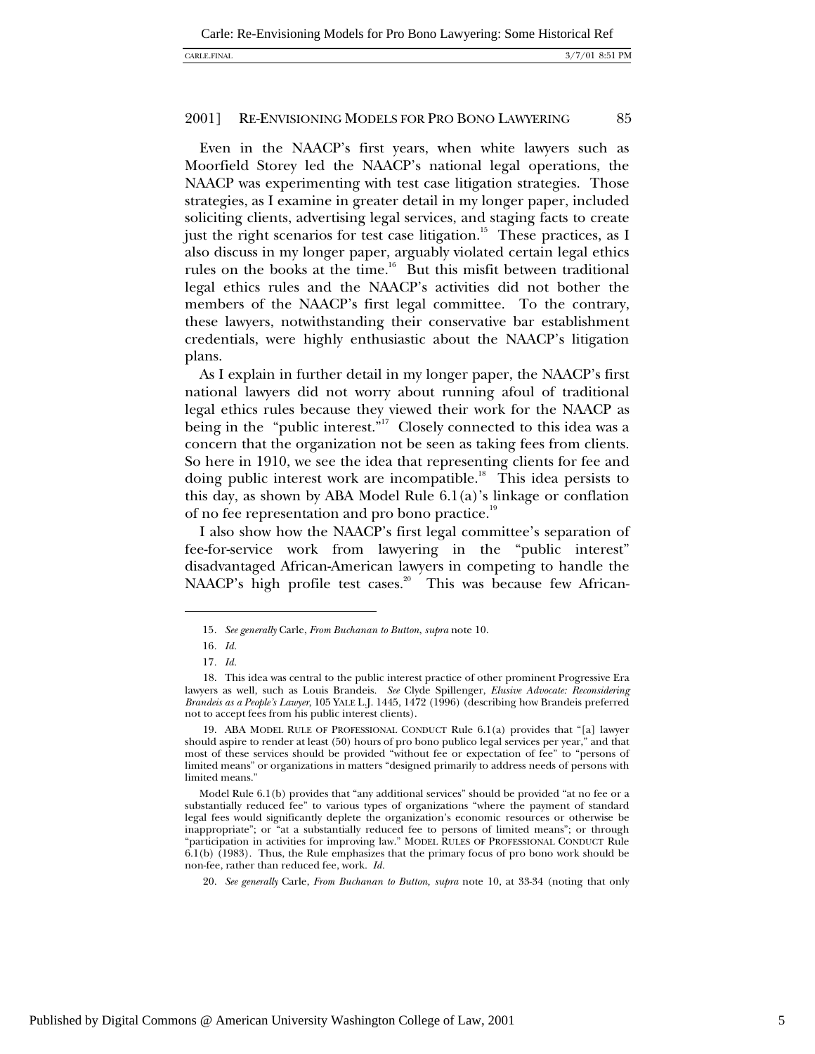Even in the NAACP's first years, when white lawyers such as Moorfield Storey led the NAACP's national legal operations, the NAACP was experimenting with test case litigation strategies. Those strategies, as I examine in greater detail in my longer paper, included soliciting clients, advertising legal services, and staging facts to create just the right scenarios for test case litigation.[15] These practices, as I also discuss in my longer paper, arguably violated certain legal ethics rules on the books at the time.[16] But this misfit between traditional legal ethics rules and the NAACP's activities did not bother the members of the NAACP's first legal committee. To the contrary, these lawyers, notwithstanding their conservative bar establishment credentials, were highly enthusiastic about the NAACP's litigation plans.

As I explain in further detail in my longer paper, the NAACP's first national lawyers did not worry about running afoul of traditional legal ethics rules because they viewed their work for the NAACP as being in the "public interest."[17] Closely connected to this idea was a concern that the organization not be seen as taking fees from clients. So here in 1910, we see the idea that representing clients for fee and doing public interest work are incompatible.[18] This idea persists to this day, as shown by ABA Model Rule 6.1(a)'s linkage or conflation of no fee representation and pro bono practice.[19]

I also show how the NAACP's first legal committee's separation of fee-for-service work from lawyering in the "public interest" disadvantaged African-American lawyers in competing to handle the NAACP's high profile test cases.[20] This was because few African-

---

15. *See generally* Carle, *From Buchanan to Button*, *supra* note 10.

16. *Id.*

17. *Id.*

18. This idea was central to the public interest practice of other prominent Progressive Era lawyers as well, such as Louis Brandeis. *See* Clyde Spillenger, *Elusive Advocate: Reconsidering Brandeis as a People's Lawyer*, 105 YALE L.J. 1445, 1472 (1996) (describing how Brandeis preferred not to accept fees from his public interest clients).

19. ABA MODEL RULE OF PROFESSIONAL CONDUCT Rule 6.1(a) provides that "[a] lawyer should aspire to render at least (50) hours of pro bono publico legal services per year," and that most of these services should be provided "without fee or expectation of fee" to "persons of limited means" or organizations in matters "designed primarily to address needs of persons with limited means."

Model Rule 6.1(b) provides that "any additional services" should be provided "at no fee or a substantially reduced fee" to various types of organizations "where the payment of standard legal fees would significantly deplete the organization's economic resources or otherwise be inappropriate"; or "at a substantially reduced fee to persons of limited means"; or through "participation in activities for improving law." MODEL RULES OF PROFESSIONAL CONDUCT Rule 6.1(b) (1983). Thus, the Rule emphasizes that the primary focus of pro bono work should be non-fee, rather than reduced fee, work. *Id.*

20. *See generally* Carle, *From Buchanan to Button, supra* note 10, at 33-34 (noting that only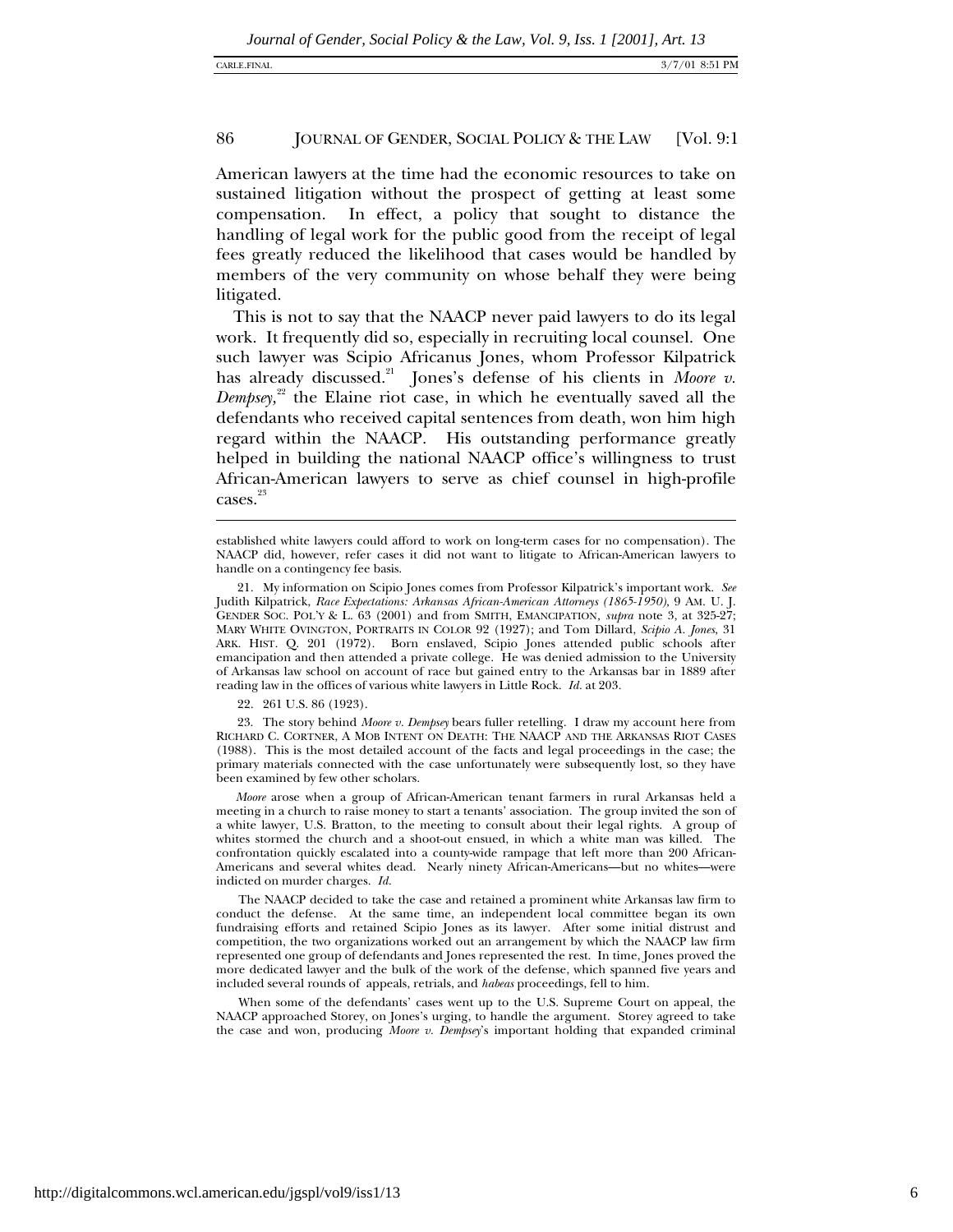American lawyers at the time had the economic resources to take on sustained litigation without the prospect of getting at least some compensation. In effect, a policy that sought to distance the handling of legal work for the public good from the receipt of legal fees greatly reduced the likelihood that cases would be handled by members of the very community on whose behalf they were being litigated.

This is not to say that the NAACP never paid lawyers to do its legal work. It frequently did so, especially in recruiting local counsel. One such lawyer was Scipio Africanus Jones, whom Professor Kilpatrick has already discussed.[21] Jones's defense of his clients in *Moore v. Dempsey*,[22] the Elaine riot case, in which he eventually saved all the defendants who received capital sentences from death, won him high regard within the NAACP. His outstanding performance greatly helped in building the national NAACP office's willingness to trust African-American lawyers to serve as chief counsel in high-profile cases.[23]

---

established white lawyers could afford to work on long-term cases for no compensation). The NAACP did, however, refer cases it did not want to litigate to African-American lawyers to handle on a contingency fee basis.

21. My information on Scipio Jones comes from Professor Kilpatrick's important work. *See* Judith Kilpatrick, *Race Expectations: Arkansas African-American Attorneys (1865-1950)*, 9 AM. U. J. GENDER SOC. POL'Y & L. 63 (2001) and from SMITH, EMANCIPATION, *supra* note 3, at 325-27; MARY WHITE OVINGTON, PORTRAITS IN COLOR 92 (1927); and Tom Dillard, *Scipio A. Jones*, 31 ARK. HIST. Q. 201 (1972). Born enslaved, Scipio Jones attended public schools after emancipation and then attended a private college. He was denied admission to the University of Arkansas law school on account of race but gained entry to the Arkansas bar in 1889 after reading law in the offices of various white lawyers in Little Rock. *Id.* at 203.

22. 261 U.S. 86 (1923).

23. The story behind *Moore v. Dempsey* bears fuller retelling. I draw my account here from RICHARD C. CORTNER, A MOB INTENT ON DEATH: THE NAACP AND THE ARKANSAS RIOT CASES (1988). This is the most detailed account of the facts and legal proceedings in the case; the primary materials connected with the case unfortunately were subsequently lost, so they have been examined by few other scholars.

*Moore* arose when a group of African-American tenant farmers in rural Arkansas held a meeting in a church to raise money to start a tenants' association. The group invited the son of a white lawyer, U.S. Bratton, to the meeting to consult about their legal rights. A group of whites stormed the church and a shoot-out ensued, in which a white man was killed. The confrontation quickly escalated into a county-wide rampage that left more than 200 African-Americans and several whites dead. Nearly ninety African-Americans—but no whites—were indicted on murder charges. *Id.*

The NAACP decided to take the case and retained a prominent white Arkansas law firm to conduct the defense. At the same time, an independent local committee began its own fundraising efforts and retained Scipio Jones as its lawyer. After some initial distrust and competition, the two organizations worked out an arrangement by which the NAACP law firm represented one group of defendants and Jones represented the rest. In time, Jones proved the more dedicated lawyer and the bulk of the work of the defense, which spanned five years and included several rounds of appeals, retrials, and *habeas* proceedings, fell to him.

When some of the defendants' cases went up to the U.S. Supreme Court on appeal, the NAACP approached Storey, on Jones's urging, to handle the argument. Storey agreed to take the case and won, producing *Moore v. Dempsey*'s important holding that expanded criminal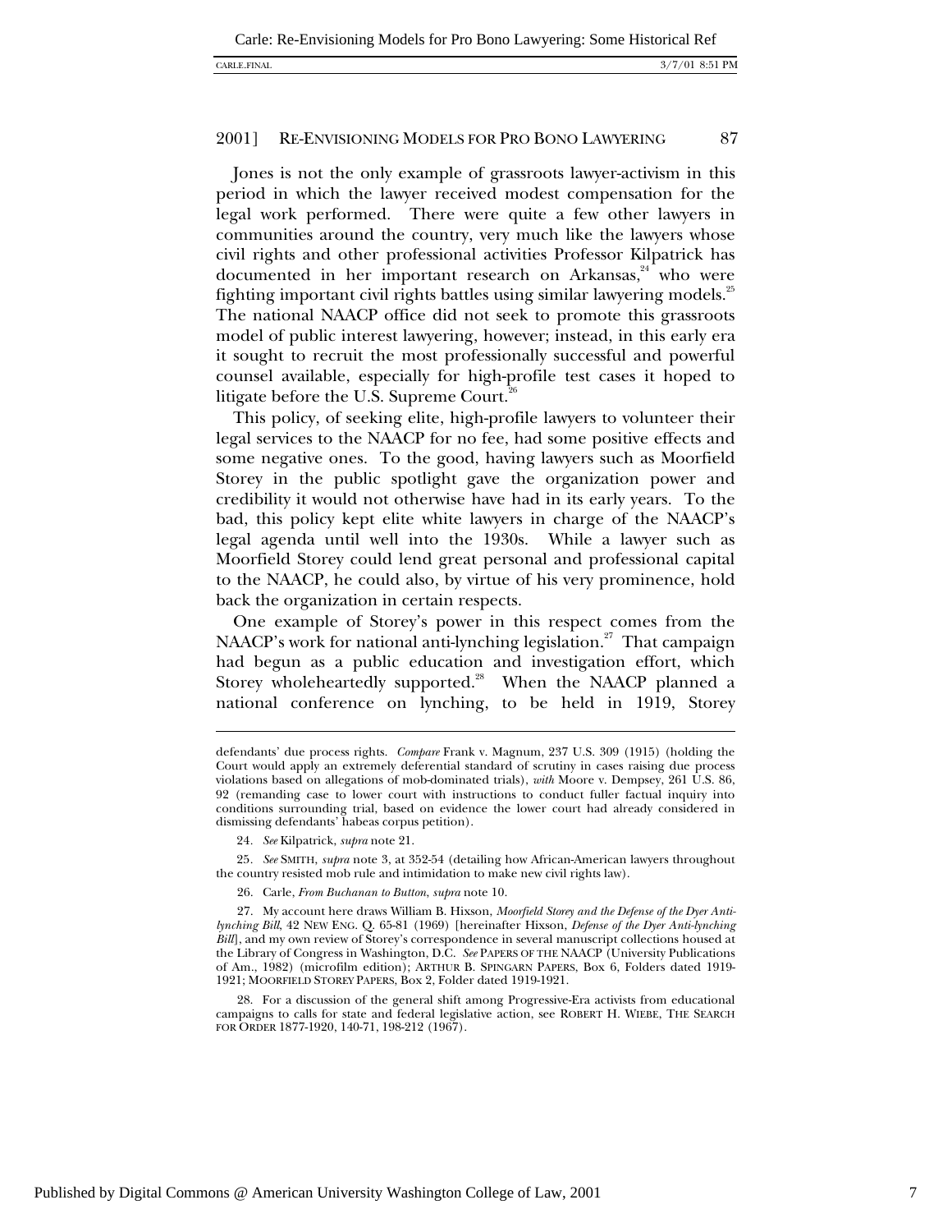Jones is not the only example of grassroots lawyer-activism in this period in which the lawyer received modest compensation for the legal work performed. There were quite a few other lawyers in communities around the country, very much like the lawyers whose civil rights and other professional activities Professor Kilpatrick has documented in her important research on Arkansas,[24] who were fighting important civil rights battles using similar lawyering models.[25] The national NAACP office did not seek to promote this grassroots model of public interest lawyering, however; instead, in this early era it sought to recruit the most professionally successful and powerful counsel available, especially for high-profile test cases it hoped to litigate before the U.S. Supreme Court.[26]

This policy, of seeking elite, high-profile lawyers to volunteer their legal services to the NAACP for no fee, had some positive effects and some negative ones. To the good, having lawyers such as Moorfield Storey in the public spotlight gave the organization power and credibility it would not otherwise have had in its early years. To the bad, this policy kept elite white lawyers in charge of the NAACP's legal agenda until well into the 1930s. While a lawyer such as Moorfield Storey could lend great personal and professional capital to the NAACP, he could also, by virtue of his very prominence, hold back the organization in certain respects.

One example of Storey's power in this respect comes from the NAACP's work for national anti-lynching legislation.[27] That campaign had begun as a public education and investigation effort, which Storey wholeheartedly supported.[28] When the NAACP planned a national conference on lynching, to be held in 1919, Storey

---

defendants' due process rights. *Compare* Frank v. Magnum, 237 U.S. 309 (1915) (holding the Court would apply an extremely deferential standard of scrutiny in cases raising due process violations based on allegations of mob-dominated trials), *with* Moore v. Dempsey, 261 U.S. 86, 92 (remanding case to lower court with instructions to conduct fuller factual inquiry into conditions surrounding trial, based on evidence the lower court had already considered in dismissing defendants' habeas corpus petition).

24. *See* Kilpatrick, *supra* note 21.

25. *See* SMITH, *supra* note 3, at 352-54 (detailing how African-American lawyers throughout the country resisted mob rule and intimidation to make new civil rights law).

26. Carle, *From Buchanan to Button*, *supra* note 10.

27. My account here draws William B. Hixson, *Moorfield Storey and the Defense of the Dyer Anti-lynching Bill*, 42 NEW ENG. Q. 65-81 (1969) [hereinafter Hixson, *Defense of the Dyer Anti-lynching Bill*], and my own review of Storey's correspondence in several manuscript collections housed at the Library of Congress in Washington, D.C. *See* PAPERS OF THE NAACP (University Publications of Am., 1982) (microfilm edition); ARTHUR B. SPINGARN PAPERS, Box 6, Folders dated 1919-1921; MOORFIELD STOREY PAPERS, Box 2, Folder dated 1919-1921.

28. For a discussion of the general shift among Progressive-Era activists from educational campaigns to calls for state and federal legislative action, see ROBERT H. WIEBE, THE SEARCH FOR ORDER 1877-1920, 140-71, 198-212 (1967).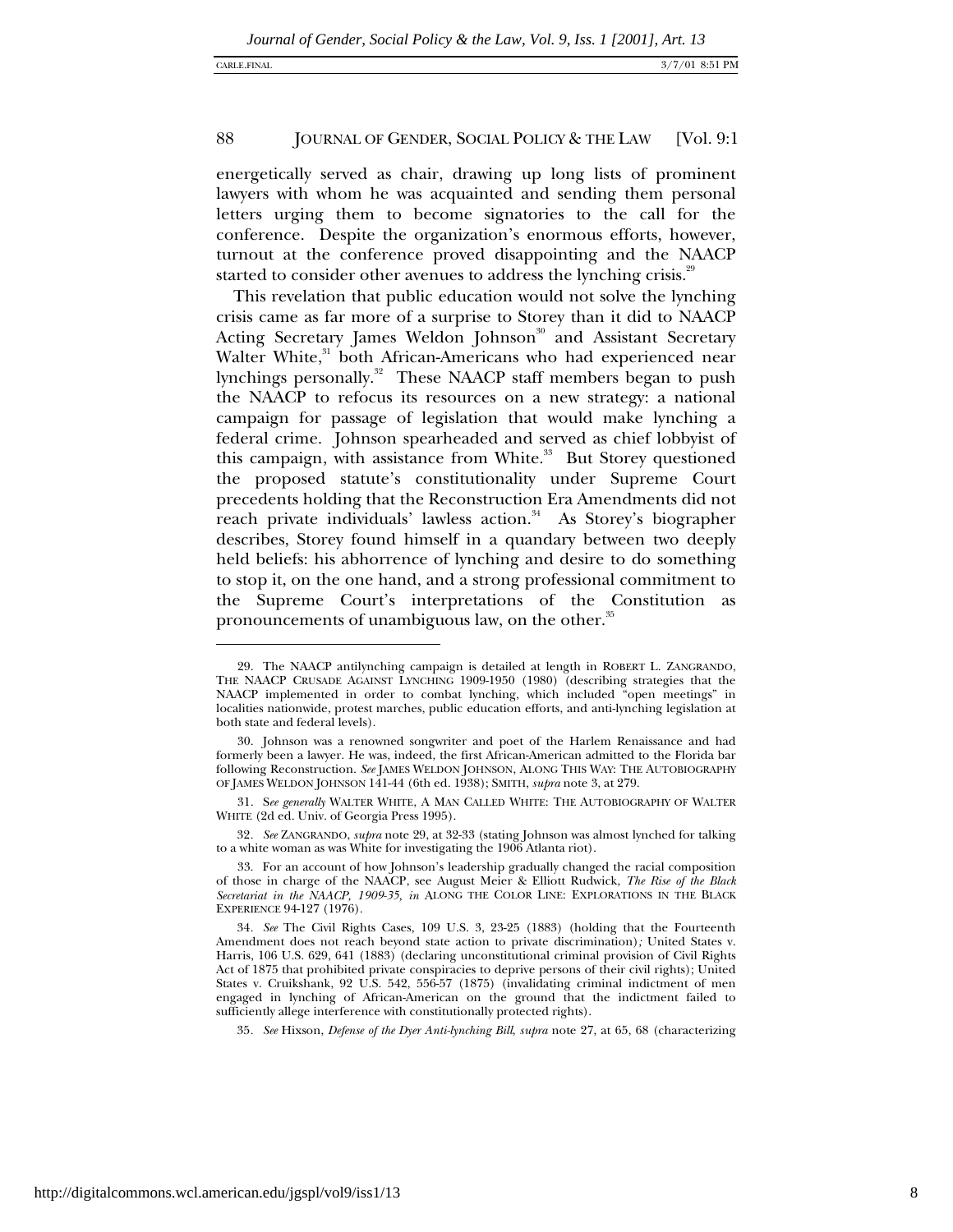energetically served as chair, drawing up long lists of prominent lawyers with whom he was acquainted and sending them personal letters urging them to become signatories to the call for the conference. Despite the organization's enormous efforts, however, turnout at the conference proved disappointing and the NAACP started to consider other avenues to address the lynching crisis.[29]

This revelation that public education would not solve the lynching crisis came as far more of a surprise to Storey than it did to NAACP Acting Secretary James Weldon Johnson[30] and Assistant Secretary Walter White,[31] both African-Americans who had experienced near lynchings personally.[32] These NAACP staff members began to push the NAACP to refocus its resources on a new strategy: a national campaign for passage of legislation that would make lynching a federal crime. Johnson spearheaded and served as chief lobbyist of this campaign, with assistance from White.[33] But Storey questioned the proposed statute's constitutionality under Supreme Court precedents holding that the Reconstruction Era Amendments did not reach private individuals' lawless action.[34] As Storey's biographer describes, Storey found himself in a quandary between two deeply held beliefs: his abhorrence of lynching and desire to do something to stop it, on the one hand, and a strong professional commitment to the Supreme Court's interpretations of the Constitution as pronouncements of unambiguous law, on the other.[35]

---

29. The NAACP antilynching campaign is detailed at length in ROBERT L. ZANGRANDO, THE NAACP CRUSADE AGAINST LYNCHING 1909-1950 (1980) (describing strategies that the NAACP implemented in order to combat lynching, which included "open meetings" in localities nationwide, protest marches, public education efforts, and anti-lynching legislation at both state and federal levels).

30. Johnson was a renowned songwriter and poet of the Harlem Renaissance and had formerly been a lawyer. He was, indeed, the first African-American admitted to the Florida bar following Reconstruction. *See* JAMES WELDON JOHNSON, ALONG THIS WAY: THE AUTOBIOGRAPHY OF JAMES WELDON JOHNSON 141-44 (6th ed. 1938); SMITH, *supra* note 3, at 279.

31. *See generally* WALTER WHITE, A MAN CALLED WHITE: THE AUTOBIOGRAPHY OF WALTER WHITE (2d ed. Univ. of Georgia Press 1995).

32. *See* ZANGRANDO, *supra* note 29, at 32-33 (stating Johnson was almost lynched for talking to a white woman as was White for investigating the 1906 Atlanta riot).

33. For an account of how Johnson's leadership gradually changed the racial composition of those in charge of the NAACP, see August Meier & Elliott Rudwick, *The Rise of the Black Secretariat in the NAACP, 1909-35*, *in* ALONG THE COLOR LINE: EXPLORATIONS IN THE BLACK EXPERIENCE 94-127 (1976).

34. *See* The Civil Rights Cases, 109 U.S. 3, 23-25 (1883) (holding that the Fourteenth Amendment does not reach beyond state action to private discrimination)*;* United States v. Harris, 106 U.S. 629, 641 (1883) (declaring unconstitutional criminal provision of Civil Rights Act of 1875 that prohibited private conspiracies to deprive persons of their civil rights); United States v. Cruikshank, 92 U.S. 542, 556-57 (1875) (invalidating criminal indictment of men engaged in lynching of African-American on the ground that the indictment failed to sufficiently allege interference with constitutionally protected rights).

35. *See* Hixson, *Defense of the Dyer Anti-lynching Bill*, *supra* note 27, at 65, 68 (characterizing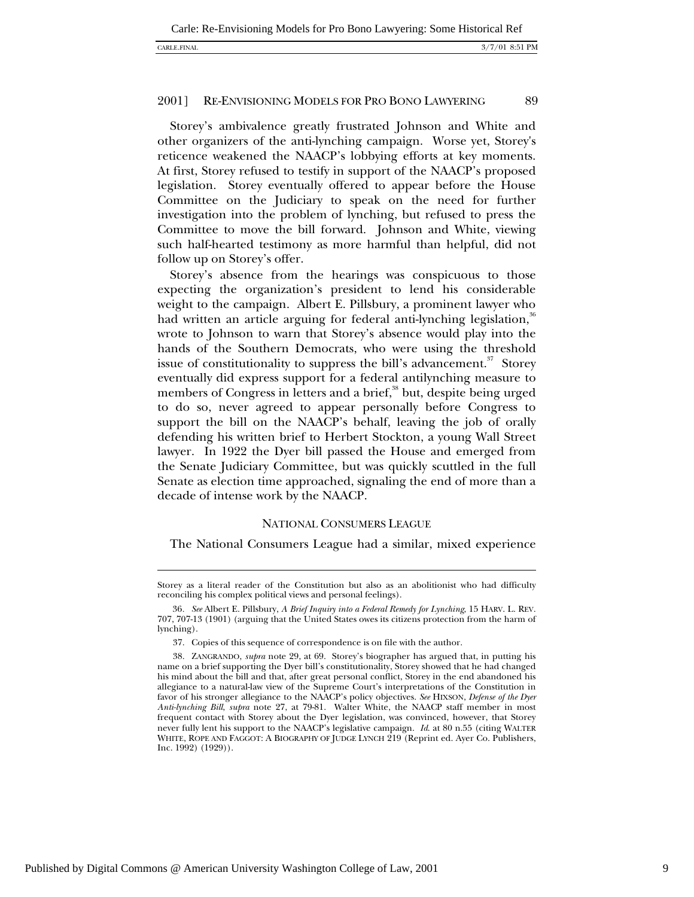Storey's ambivalence greatly frustrated Johnson and White and other organizers of the anti-lynching campaign. Worse yet, Storey's reticence weakened the NAACP's lobbying efforts at key moments. At first, Storey refused to testify in support of the NAACP's proposed legislation. Storey eventually offered to appear before the House Committee on the Judiciary to speak on the need for further investigation into the problem of lynching, but refused to press the Committee to move the bill forward. Johnson and White, viewing such half-hearted testimony as more harmful than helpful, did not follow up on Storey's offer.

Storey's absence from the hearings was conspicuous to those expecting the organization's president to lend his considerable weight to the campaign. Albert E. Pillsbury, a prominent lawyer who had written an article arguing for federal anti-lynching legislation,[36] wrote to Johnson to warn that Storey's absence would play into the hands of the Southern Democrats, who were using the threshold issue of constitutionality to suppress the bill's advancement.[37] Storey eventually did express support for a federal antilynching measure to members of Congress in letters and a brief,[38] but, despite being urged to do so, never agreed to appear personally before Congress to support the bill on the NAACP's behalf, leaving the job of orally defending his written brief to Herbert Stockton, a young Wall Street lawyer. In 1922 the Dyer bill passed the House and emerged from the Senate Judiciary Committee, but was quickly scuttled in the full Senate as election time approached, signaling the end of more than a decade of intense work by the NAACP.

## NATIONAL CONSUMERS LEAGUE

The National Consumers League had a similar, mixed experience

---

Storey as a literal reader of the Constitution but also as an abolitionist who had difficulty reconciling his complex political views and personal feelings).

36. *See* Albert E. Pillsbury, *A Brief Inquiry into a Federal Remedy for Lynching*, 15 HARV. L. REV. 707, 707-13 (1901) (arguing that the United States owes its citizens protection from the harm of lynching).

37. Copies of this sequence of correspondence is on file with the author.

38. ZANGRANDO, *supra* note 29, at 69. Storey's biographer has argued that, in putting his name on a brief supporting the Dyer bill's constitutionality, Storey showed that he had changed his mind about the bill and that, after great personal conflict, Storey in the end abandoned his allegiance to a natural-law view of the Supreme Court's interpretations of the Constitution in favor of his stronger allegiance to the NAACP's policy objectives. *See* HIXSON, *Defense of the Dyer Anti-lynching Bill*, *supra* note 27, at 79-81. Walter White, the NAACP staff member in most frequent contact with Storey about the Dyer legislation, was convinced, however, that Storey never fully lent his support to the NAACP's legislative campaign. *Id.* at 80 n.55 (citing WALTER WHITE, ROPE AND FAGGOT: A BIOGRAPHY OF JUDGE LYNCH 219 (Reprint ed. Ayer Co. Publishers, Inc. 1992) (1929)).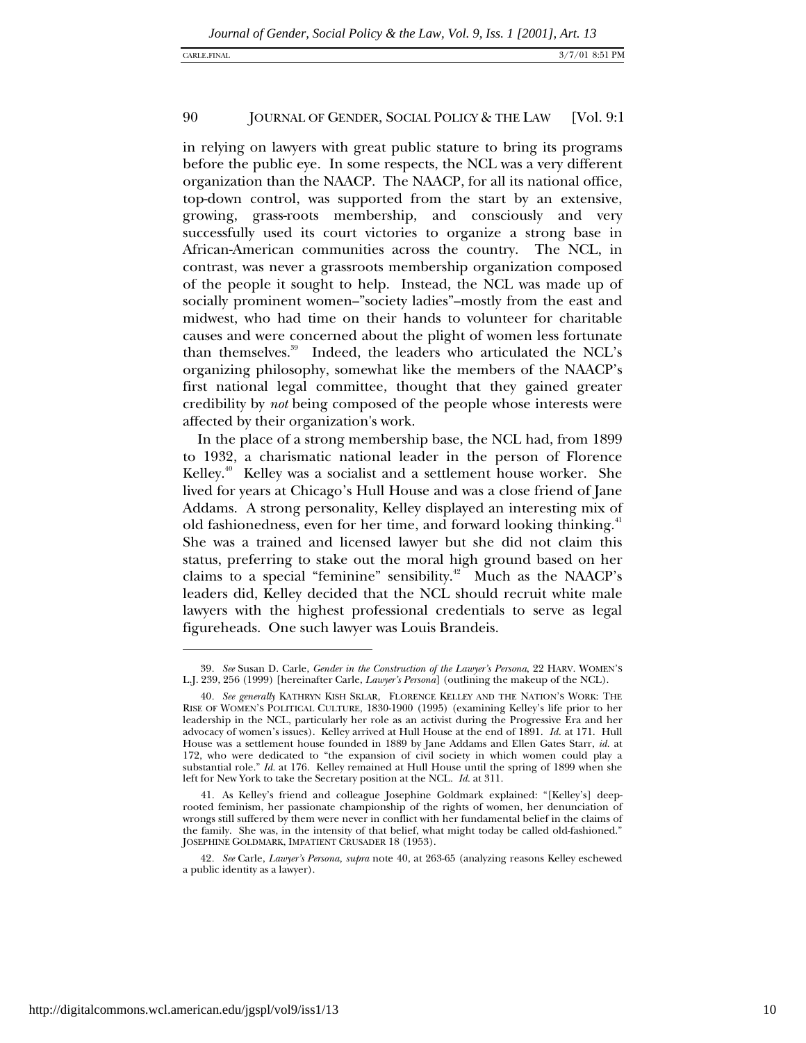in relying on lawyers with great public stature to bring its programs before the public eye. In some respects, the NCL was a very different organization than the NAACP. The NAACP, for all its national office, top-down control, was supported from the start by an extensive, growing, grass-roots membership, and consciously and very successfully used its court victories to organize a strong base in African-American communities across the country. The NCL, in contrast, was never a grassroots membership organization composed of the people it sought to help. Instead, the NCL was made up of socially prominent women–"society ladies"–mostly from the east and midwest, who had time on their hands to volunteer for charitable causes and were concerned about the plight of women less fortunate than themselves.[39] Indeed, the leaders who articulated the NCL's organizing philosophy, somewhat like the members of the NAACP's first national legal committee, thought that they gained greater credibility by *not* being composed of the people whose interests were affected by their organization's work.

In the place of a strong membership base, the NCL had, from 1899 to 1932, a charismatic national leader in the person of Florence Kelley.[40] Kelley was a socialist and a settlement house worker. She lived for years at Chicago's Hull House and was a close friend of Jane Addams. A strong personality, Kelley displayed an interesting mix of old fashionedness, even for her time, and forward looking thinking.[41] She was a trained and licensed lawyer but she did not claim this status, preferring to stake out the moral high ground based on her claims to a special "feminine" sensibility.[42] Much as the NAACP's leaders did, Kelley decided that the NCL should recruit white male lawyers with the highest professional credentials to serve as legal figureheads. One such lawyer was Louis Brandeis.

---

39. *See* Susan D. Carle, *Gender in the Construction of the Lawyer's Persona*, 22 HARV. WOMEN'S L.J. 239, 256 (1999) [hereinafter Carle, *Lawyer's Persona*] (outlining the makeup of the NCL).

40. *See generally* KATHRYN KISH SKLAR, FLORENCE KELLEY AND THE NATION'S WORK: THE RISE OF WOMEN'S POLITICAL CULTURE, 1830-1900 (1995) (examining Kelley's life prior to her leadership in the NCL, particularly her role as an activist during the Progressive Era and her advocacy of women's issues). Kelley arrived at Hull House at the end of 1891. *Id.* at 171. Hull House was a settlement house founded in 1889 by Jane Addams and Ellen Gates Starr, *id.* at 172, who were dedicated to "the expansion of civil society in which women could play a substantial role." *Id.* at 176. Kelley remained at Hull House until the spring of 1899 when she left for New York to take the Secretary position at the NCL. *Id.* at 311.

41. As Kelley's friend and colleague Josephine Goldmark explained: "[Kelley's] deep-rooted feminism, her passionate championship of the rights of women, her denunciation of wrongs still suffered by them were never in conflict with her fundamental belief in the claims of the family. She was, in the intensity of that belief, what might today be called old-fashioned." JOSEPHINE GOLDMARK, IMPATIENT CRUSADER 18 (1953).

42. *See* Carle, *Lawyer's Persona*, *supra* note 40, at 263-65 (analyzing reasons Kelley eschewed a public identity as a lawyer).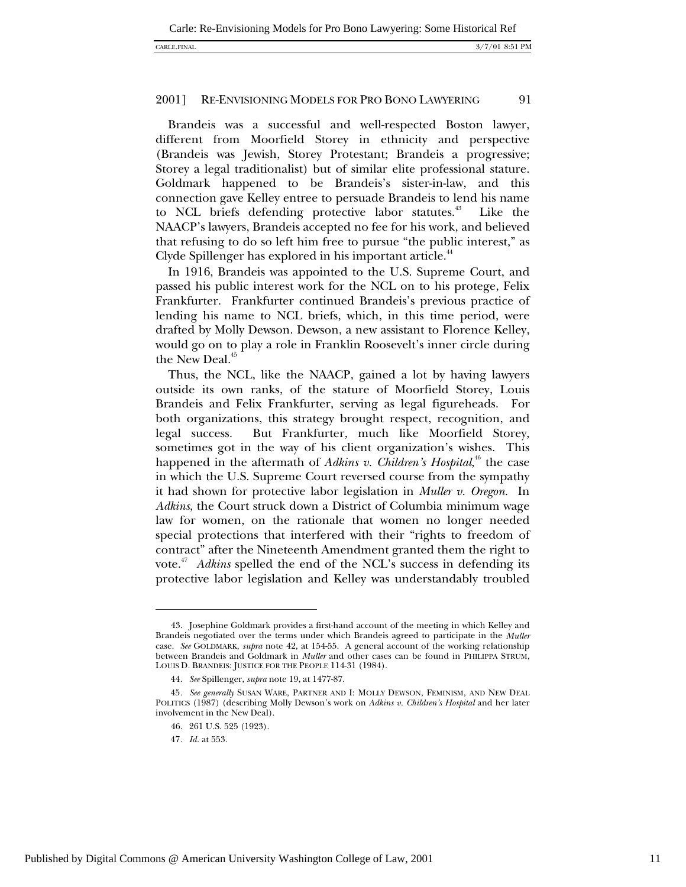Brandeis was a successful and well-respected Boston lawyer, different from Moorfield Storey in ethnicity and perspective (Brandeis was Jewish, Storey Protestant; Brandeis a progressive; Storey a legal traditionalist) but of similar elite professional stature. Goldmark happened to be Brandeis's sister-in-law, and this connection gave Kelley entree to persuade Brandeis to lend his name to NCL briefs defending protective labor statutes.[43] Like the NAACP's lawyers, Brandeis accepted no fee for his work, and believed that refusing to do so left him free to pursue "the public interest," as Clyde Spillenger has explored in his important article.[44]

In 1916, Brandeis was appointed to the U.S. Supreme Court, and passed his public interest work for the NCL on to his protege, Felix Frankfurter. Frankfurter continued Brandeis's previous practice of lending his name to NCL briefs, which, in this time period, were drafted by Molly Dewson. Dewson, a new assistant to Florence Kelley, would go on to play a role in Franklin Roosevelt's inner circle during the New Deal.[45]

Thus, the NCL, like the NAACP, gained a lot by having lawyers outside its own ranks, of the stature of Moorfield Storey, Louis Brandeis and Felix Frankfurter, serving as legal figureheads. For both organizations, this strategy brought respect, recognition, and legal success. But Frankfurter, much like Moorfield Storey, sometimes got in the way of his client organization's wishes. This happened in the aftermath of *Adkins v. Children's Hospital*,[46] the case in which the U.S. Supreme Court reversed course from the sympathy it had shown for protective labor legislation in *Muller v. Oregon*. In *Adkins*, the Court struck down a District of Columbia minimum wage law for women, on the rationale that women no longer needed special protections that interfered with their "rights to freedom of contract" after the Nineteenth Amendment granted them the right to vote.[47] *Adkins* spelled the end of the NCL's success in defending its protective labor legislation and Kelley was understandably troubled

---

43. Josephine Goldmark provides a first-hand account of the meeting in which Kelley and Brandeis negotiated over the terms under which Brandeis agreed to participate in the *Muller* case. *See* GOLDMARK, *supra* note 42, at 154-55. A general account of the working relationship between Brandeis and Goldmark in *Muller* and other cases can be found in PHILIPPA STRUM, LOUIS D. BRANDEIS: JUSTICE FOR THE PEOPLE 114-31 (1984).

44. *See* Spillenger, *supra* note 19, at 1477-87.

45. *See generally* SUSAN WARE, PARTNER AND I: MOLLY DEWSON, FEMINISM, AND NEW DEAL POLITICS (1987) (describing Molly Dewson's work on *Adkins v. Children's Hospital* and her later involvement in the New Deal).

46. 261 U.S. 525 (1923).

47. *Id.* at 553.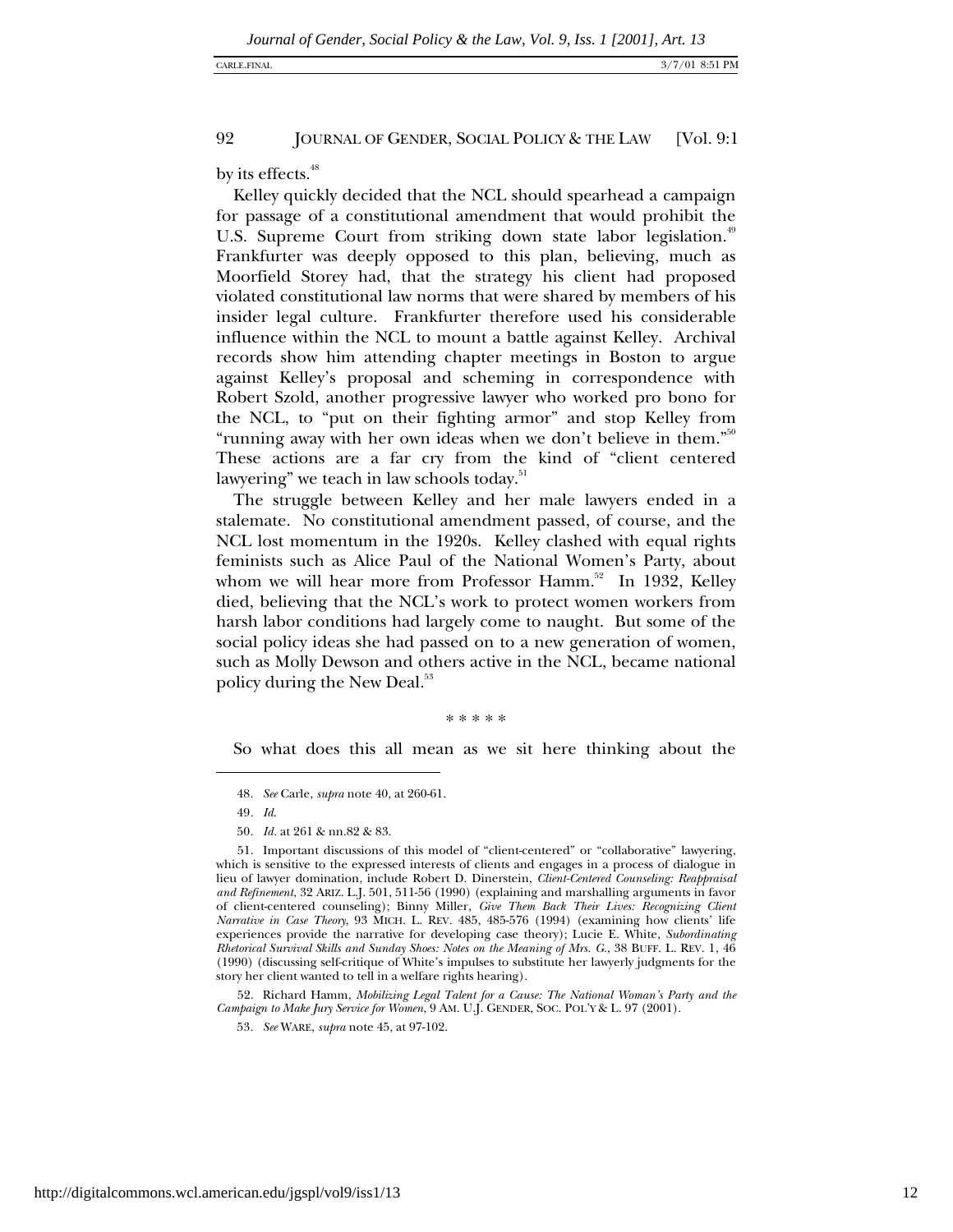by its effects.[48]

Kelley quickly decided that the NCL should spearhead a campaign for passage of a constitutional amendment that would prohibit the U.S. Supreme Court from striking down state labor legislation.[49] Frankfurter was deeply opposed to this plan, believing, much as Moorfield Storey had, that the strategy his client had proposed violated constitutional law norms that were shared by members of his insider legal culture. Frankfurter therefore used his considerable influence within the NCL to mount a battle against Kelley. Archival records show him attending chapter meetings in Boston to argue against Kelley's proposal and scheming in correspondence with Robert Szold, another progressive lawyer who worked pro bono for the NCL, to "put on their fighting armor" and stop Kelley from "running away with her own ideas when we don't believe in them."[50] These actions are a far cry from the kind of "client centered lawyering" we teach in law schools today.[51]

The struggle between Kelley and her male lawyers ended in a stalemate. No constitutional amendment passed, of course, and the NCL lost momentum in the 1920s. Kelley clashed with equal rights feminists such as Alice Paul of the National Women's Party, about whom we will hear more from Professor Hamm.[52] In 1932, Kelley died, believing that the NCL's work to protect women workers from harsh labor conditions had largely come to naught. But some of the social policy ideas she had passed on to a new generation of women, such as Molly Dewson and others active in the NCL, became national policy during the New Deal.[53]

\* \* \* \* \*

So what does this all mean as we sit here thinking about the

---

48. *See* Carle, *supra* note 40, at 260-61.

49. *Id.*

50. *Id.* at 261 & nn.82 & 83.

51. Important discussions of this model of "client-centered" or "collaborative" lawyering, which is sensitive to the expressed interests of clients and engages in a process of dialogue in lieu of lawyer domination, include Robert D. Dinerstein, *Client-Centered Counseling: Reappraisal and Refinement*, 32 ARIZ. L.J. 501, 511-56 (1990) (explaining and marshalling arguments in favor of client-centered counseling); Binny Miller, *Give Them Back Their Lives: Recognizing Client Narrative in Case Theory*, 93 MICH. L. REV. 485, 485-576 (1994) (examining how clients' life experiences provide the narrative for developing case theory); Lucie E. White, *Subordinating Rhetorical Survival Skills and Sunday Shoes: Notes on the Meaning of Mrs. G.*, 38 BUFF. L. REV. 1, 46 (1990) (discussing self-critique of White's impulses to substitute her lawyerly judgments for the story her client wanted to tell in a welfare rights hearing).

52. Richard Hamm, *Mobilizing Legal Talent for a Cause: The National Woman's Party and the Campaign to Make Jury Service for Women*, 9 AM. U.J. GENDER, SOC. POL'Y & L. 97 (2001).

53. *See* WARE, *supra* note 45, at 97-102.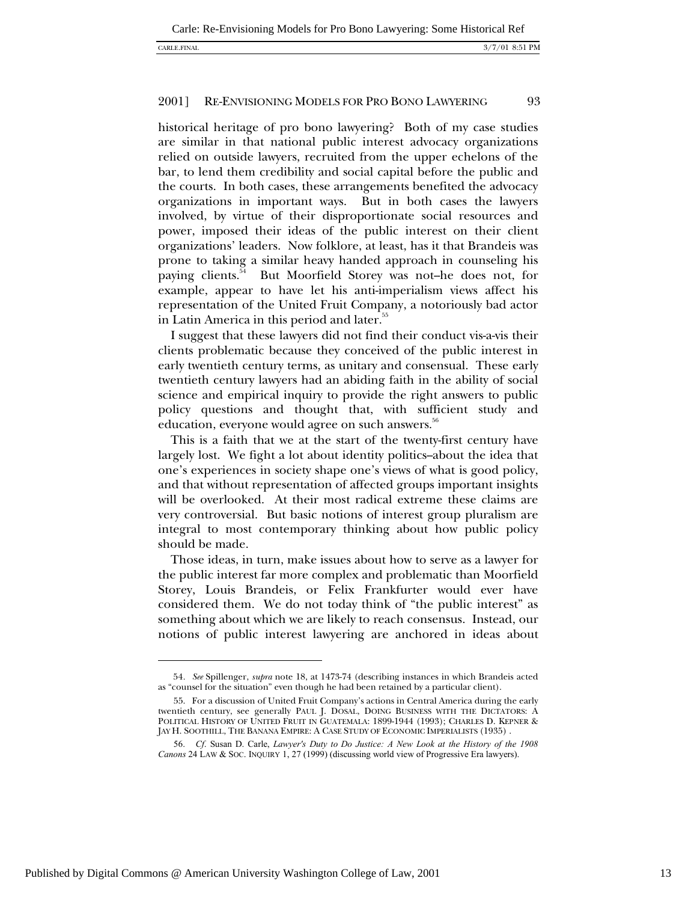historical heritage of pro bono lawyering? Both of my case studies are similar in that national public interest advocacy organizations relied on outside lawyers, recruited from the upper echelons of the bar, to lend them credibility and social capital before the public and the courts. In both cases, these arrangements benefited the advocacy organizations in important ways. But in both cases the lawyers involved, by virtue of their disproportionate social resources and power, imposed their ideas of the public interest on their client organizations' leaders. Now folklore, at least, has it that Brandeis was prone to taking a similar heavy handed approach in counseling his paying clients.[54] But Moorfield Storey was not–he does not, for example, appear to have let his anti-imperialism views affect his representation of the United Fruit Company, a notoriously bad actor in Latin America in this period and later.[55]

I suggest that these lawyers did not find their conduct vis-a-vis their clients problematic because they conceived of the public interest in early twentieth century terms, as unitary and consensual. These early twentieth century lawyers had an abiding faith in the ability of social science and empirical inquiry to provide the right answers to public policy questions and thought that, with sufficient study and education, everyone would agree on such answers.[56]

This is a faith that we at the start of the twenty-first century have largely lost. We fight a lot about identity politics–about the idea that one's experiences in society shape one's views of what is good policy, and that without representation of affected groups important insights will be overlooked. At their most radical extreme these claims are very controversial. But basic notions of interest group pluralism are integral to most contemporary thinking about how public policy should be made.

Those ideas, in turn, make issues about how to serve as a lawyer for the public interest far more complex and problematic than Moorfield Storey, Louis Brandeis, or Felix Frankfurter would ever have considered them. We do not today think of "the public interest" as something about which we are likely to reach consensus. Instead, our notions of public interest lawyering are anchored in ideas about

---

54. *See* Spillenger, *supra* note 18, at 1473-74 (describing instances in which Brandeis acted as "counsel for the situation" even though he had been retained by a particular client).

55. For a discussion of United Fruit Company's actions in Central America during the early twentieth century, see generally PAUL J. DOSAL, DOING BUSINESS WITH THE DICTATORS: A POLITICAL HISTORY OF UNITED FRUIT IN GUATEMALA: 1899-1944 (1993); CHARLES D. KEPNER & JAY H. SOOTHILL, THE BANANA EMPIRE: A CASE STUDY OF ECONOMIC IMPERIALISTS (1935).

56. *Cf.* Susan D. Carle, *Lawyer's Duty to Do Justice: A New Look at the History of the 1908 Canons* 24 LAW & SOC. INQUIRY 1, 27 (1999) (discussing world view of Progressive Era lawyers).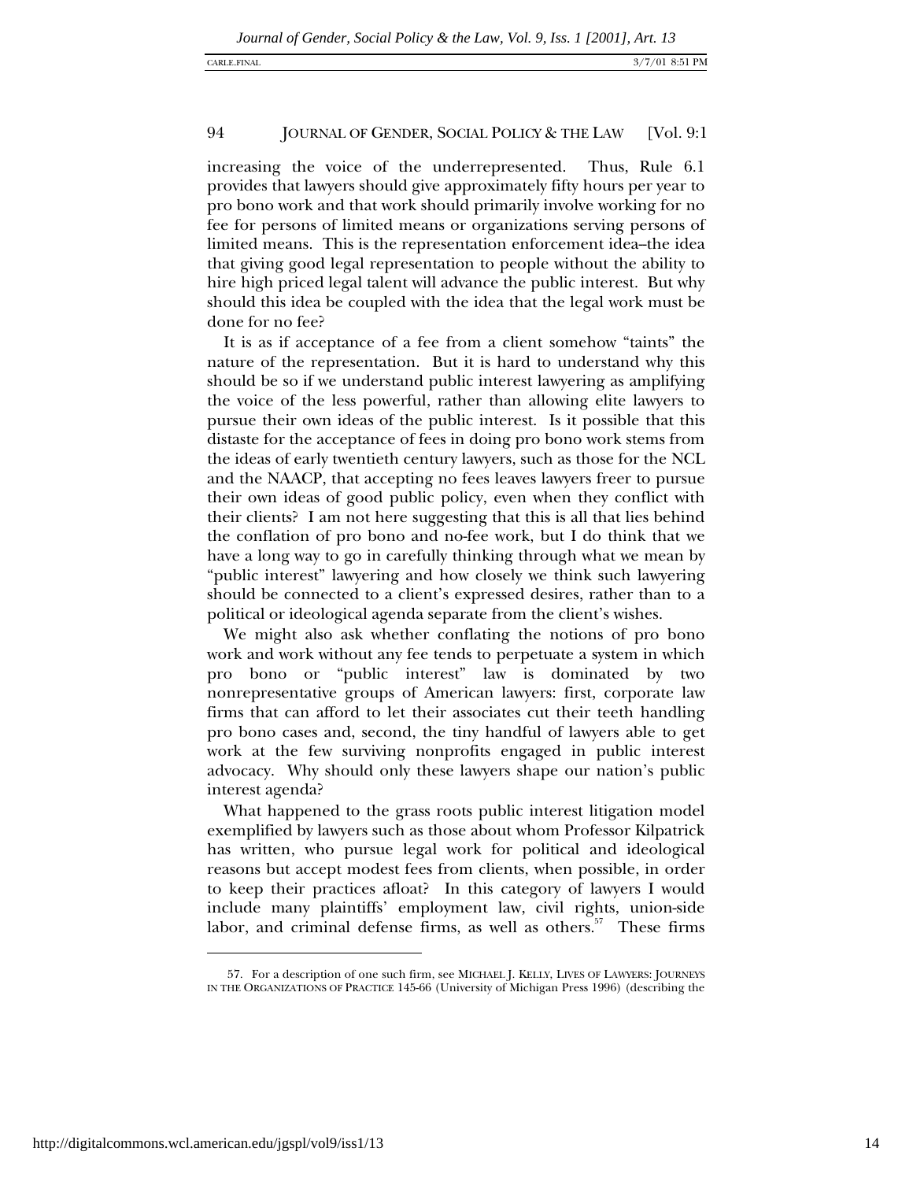increasing the voice of the underrepresented. Thus, Rule 6.1 provides that lawyers should give approximately fifty hours per year to pro bono work and that work should primarily involve working for no fee for persons of limited means or organizations serving persons of limited means. This is the representation enforcement idea–the idea that giving good legal representation to people without the ability to hire high priced legal talent will advance the public interest. But why should this idea be coupled with the idea that the legal work must be done for no fee?

It is as if acceptance of a fee from a client somehow "taints" the nature of the representation. But it is hard to understand why this should be so if we understand public interest lawyering as amplifying the voice of the less powerful, rather than allowing elite lawyers to pursue their own ideas of the public interest. Is it possible that this distaste for the acceptance of fees in doing pro bono work stems from the ideas of early twentieth century lawyers, such as those for the NCL and the NAACP, that accepting no fees leaves lawyers freer to pursue their own ideas of good public policy, even when they conflict with their clients? I am not here suggesting that this is all that lies behind the conflation of pro bono and no-fee work, but I do think that we have a long way to go in carefully thinking through what we mean by "public interest" lawyering and how closely we think such lawyering should be connected to a client's expressed desires, rather than to a political or ideological agenda separate from the client's wishes.

We might also ask whether conflating the notions of pro bono work and work without any fee tends to perpetuate a system in which pro bono or "public interest" law is dominated by two nonrepresentative groups of American lawyers: first, corporate law firms that can afford to let their associates cut their teeth handling pro bono cases and, second, the tiny handful of lawyers able to get work at the few surviving nonprofits engaged in public interest advocacy. Why should only these lawyers shape our nation's public interest agenda?

What happened to the grass roots public interest litigation model exemplified by lawyers such as those about whom Professor Kilpatrick has written, who pursue legal work for political and ideological reasons but accept modest fees from clients, when possible, in order to keep their practices afloat? In this category of lawyers I would include many plaintiffs' employment law, civil rights, union-side labor, and criminal defense firms, as well as others.[57] These firms

57. For a description of one such firm, see MICHAEL J. KELLY, LIVES OF LAWYERS: JOURNEYS IN THE ORGANIZATIONS OF PRACTICE 145-66 (University of Michigan Press 1996) (describing the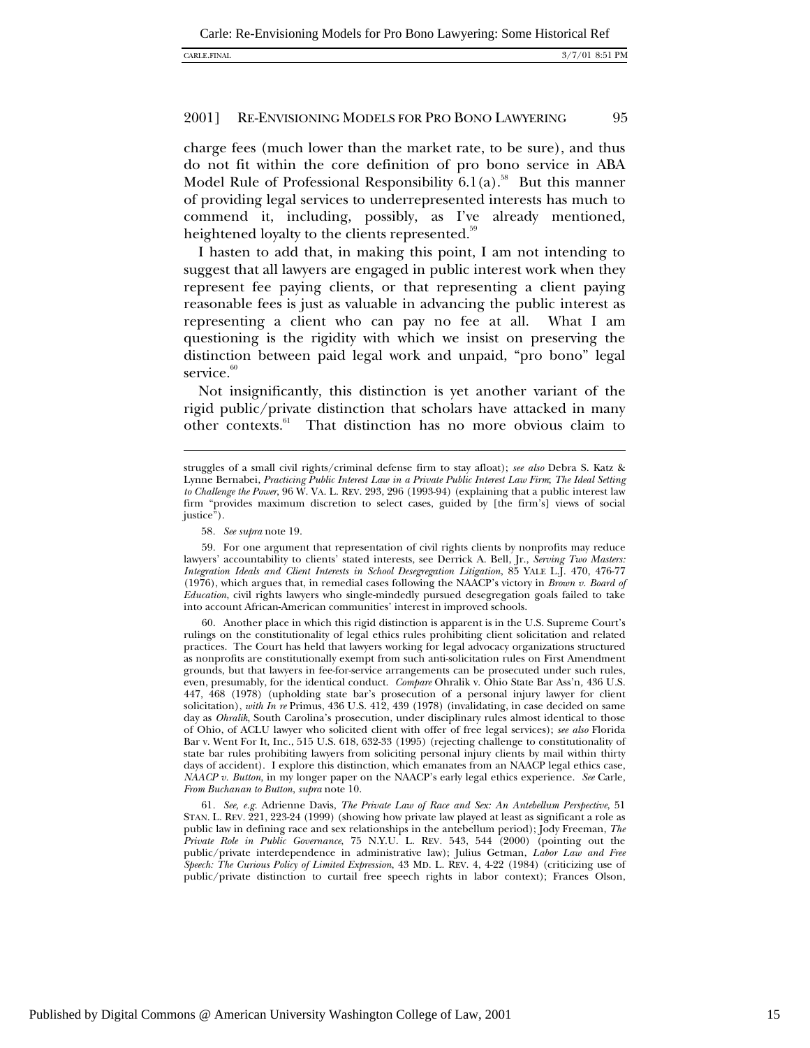charge fees (much lower than the market rate, to be sure), and thus do not fit within the core definition of pro bono service in ABA Model Rule of Professional Responsibility 6.1(a).[58] But this manner of providing legal services to underrepresented interests has much to commend it, including, possibly, as I've already mentioned, heightened loyalty to the clients represented.[59]

I hasten to add that, in making this point, I am not intending to suggest that all lawyers are engaged in public interest work when they represent fee paying clients, or that representing a client paying reasonable fees is just as valuable in advancing the public interest as representing a client who can pay no fee at all. What I am questioning is the rigidity with which we insist on preserving the distinction between paid legal work and unpaid, "pro bono" legal service.[60]

Not insignificantly, this distinction is yet another variant of the rigid public/private distinction that scholars have attacked in many other contexts.[61] That distinction has no more obvious claim to

---

struggles of a small civil rights/criminal defense firm to stay afloat); *see also* Debra S. Katz & Lynne Bernabei, *Practicing Public Interest Law in a Private Public Interest Law Firm: The Ideal Setting to Challenge the Power*, 96 W. VA. L. REV. 293, 296 (1993-94) (explaining that a public interest law firm "provides maximum discretion to select cases, guided by [the firm's] views of social justice").

58. *See supra* note 19.

59. For one argument that representation of civil rights clients by nonprofits may reduce lawyers' accountability to clients' stated interests, see Derrick A. Bell, Jr., *Serving Two Masters: Integration Ideals and Client Interests in School Desegregation Litigation*, 85 YALE L.J. 470, 476-77 (1976), which argues that, in remedial cases following the NAACP's victory in *Brown v. Board of Education*, civil rights lawyers who single-mindedly pursued desegregation goals failed to take into account African-American communities' interest in improved schools.

60. Another place in which this rigid distinction is apparent is in the U.S. Supreme Court's rulings on the constitutionality of legal ethics rules prohibiting client solicitation and related practices. The Court has held that lawyers working for legal advocacy organizations structured as nonprofits are constitutionally exempt from such anti-solicitation rules on First Amendment grounds, but that lawyers in fee-for-service arrangements can be prosecuted under such rules, even, presumably, for the identical conduct. *Compare* Ohralik v. Ohio State Bar Ass'n, 436 U.S. 447, 468 (1978) (upholding state bar's prosecution of a personal injury lawyer for client solicitation), *with In re* Primus, 436 U.S. 412, 439 (1978) (invalidating, in case decided on same day as *Ohralik*, South Carolina's prosecution, under disciplinary rules almost identical to those of Ohio, of ACLU lawyer who solicited client with offer of free legal services); *see also* Florida Bar v. Went For It, Inc., 515 U.S. 618, 632-33 (1995) (rejecting challenge to constitutionality of state bar rules prohibiting lawyers from soliciting personal injury clients by mail within thirty days of accident). I explore this distinction, which emanates from an NAACP legal ethics case, *NAACP v. Button*, in my longer paper on the NAACP's early legal ethics experience. *See* Carle, *From Buchanan to Button*, *supra* note 10.

61. *See, e.g.* Adrienne Davis, *The Private Law of Race and Sex: An Antebellum Perspective*, 51 STAN. L. REV. 221, 223-24 (1999) (showing how private law played at least as significant a role as public law in defining race and sex relationships in the antebellum period); Jody Freeman, *The Private Role in Public Governance*, 75 N.Y.U. L. REV. 543, 544 (2000) (pointing out the public/private interdependence in administrative law); Julius Getman, *Labor Law and Free Speech: The Curious Policy of Limited Expression*, 43 MD. L. REV. 4, 4-22 (1984) (criticizing use of public/private distinction to curtail free speech rights in labor context); Frances Olson,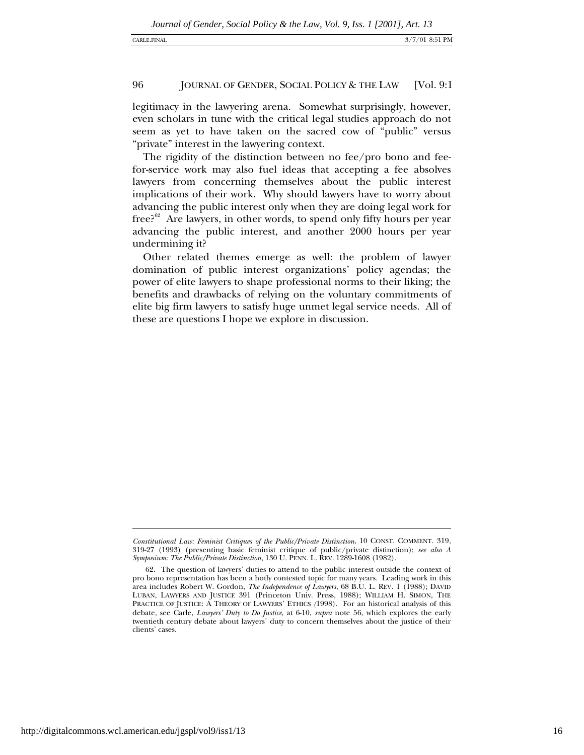legitimacy in the lawyering arena. Somewhat surprisingly, however, even scholars in tune with the critical legal studies approach do not seem as yet to have taken on the sacred cow of "public" versus "private" interest in the lawyering context.

The rigidity of the distinction between no fee/pro bono and fee-for-service work may also fuel ideas that accepting a fee absolves lawyers from concerning themselves about the public interest implications of their work. Why should lawyers have to worry about advancing the public interest only when they are doing legal work for free?[62] Are lawyers, in other words, to spend only fifty hours per year advancing the public interest, and another 2000 hours per year undermining it?

Other related themes emerge as well: the problem of lawyer domination of public interest organizations' policy agendas; the power of elite lawyers to shape professional norms to their liking; the benefits and drawbacks of relying on the voluntary commitments of elite big firm lawyers to satisfy huge unmet legal service needs. All of these are questions I hope we explore in discussion.

---

*Constitutional Law: Feminist Critiques of the Public/Private Distinction*, 10 CONST. COMMENT. 319, 319-27 (1993) (presenting basic feminist critique of public/private distinction); *see also A Symposium: The Public/Private Distinction*, 130 U. PENN. L. REV. 1289-1608 (1982).

62. The question of lawyers' duties to attend to the public interest outside the context of pro bono representation has been a hotly contested topic for many years. Leading work in this area includes Robert W. Gordon, *The Independence of Lawyers*, 68 B.U. L. REV. 1 (1988); DAVID LUBAN, LAWYERS AND JUSTICE 391 (Princeton Univ. Press, 1988); WILLIAM H. SIMON, THE PRACTICE OF JUSTICE: A THEORY OF LAWYERS' ETHICS (1998). For an historical analysis of this debate, see Carle, *Lawyers' Duty to Do Justice*, at 6-10, *supra* note 56, which explores the early twentieth century debate about lawyers' duty to concern themselves about the justice of their clients' cases.